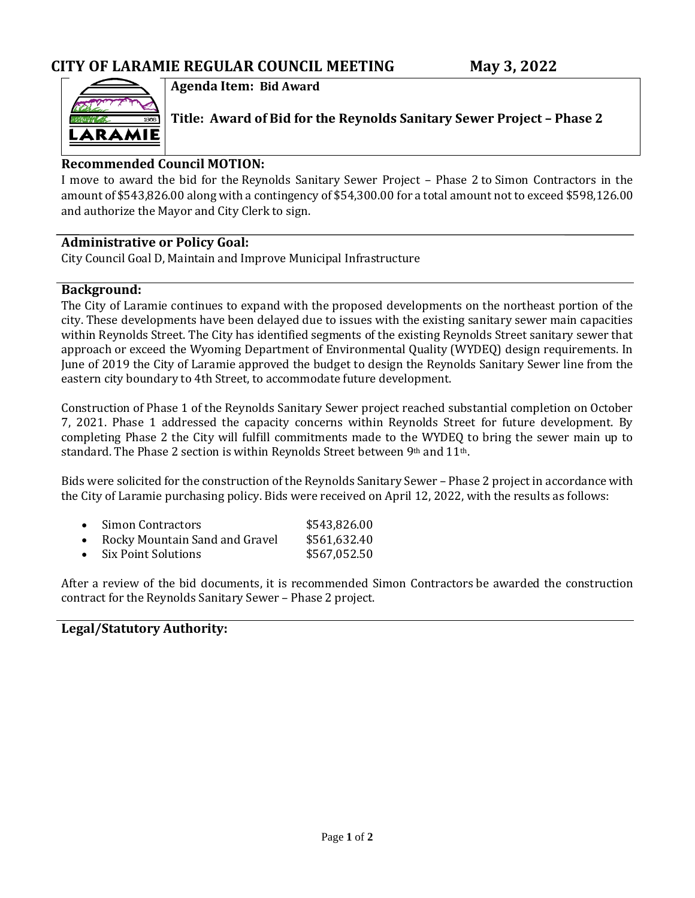# CITY OF LARAMIE REGULAR COUNCIL MEETING May 3, 2022

**Agenda Item: Bid Award**

**Title: Award of Bid for the Reynolds Sanitary Sewer Project – Phase 2**

## Recommended Council MOTION:

I move to award the bid for the Reynolds Sanitary Sewer Project – Phase 2 to Simon Contractors in the amount of $543,826.00 along with a contingency of $54,300.00 for a total amount not to exceed $598,126.00 and authorize the Mayor and City Clerk to sign.

## Administrative or Policy Goal:

City Council Goal D, Maintain and Improve Municipal Infrastructure

## Background:

The City of Laramie continues to expand with the proposed developments on the northeast portion of the city. These developments have been delayed due to issues with the existing sanitary sewer main capacities within Reynolds Street. The City has identified segments of the existing Reynolds Street sanitary sewer that approach or exceed the Wyoming Department of Environmental Quality (WYDEQ) design requirements. In June of 2019 the City of Laramie approved the budget to design the Reynolds Sanitary Sewer line from the eastern city boundary to 4th Street, to accommodate future development.

Construction of Phase 1 of the Reynolds Sanitary Sewer project reached substantial completion on October 7, 2021. Phase 1 addressed the capacity concerns within Reynolds Street for future development. By completing Phase 2 the City will fulfill commitments made to the WYDEQ to bring the sewer main up to standard. The Phase 2 section is within Reynolds Street between 9th and 11th.

Bids were solicited for the construction of the Reynolds Sanitary Sewer – Phase 2 project in accordance with the City of Laramie purchasing policy. Bids were received on April 12, 2022, with the results as follows:

- Simon Contractors $543,826.00
- Rocky Mountain Sand and Gravel $561,632.40
- Six Point Solutions $567,052.50

After a review of the bid documents, it is recommended Simon Contractors be awarded the construction contract for the Reynolds Sanitary Sewer – Phase 2 project.

## Legal/Statutory Authority: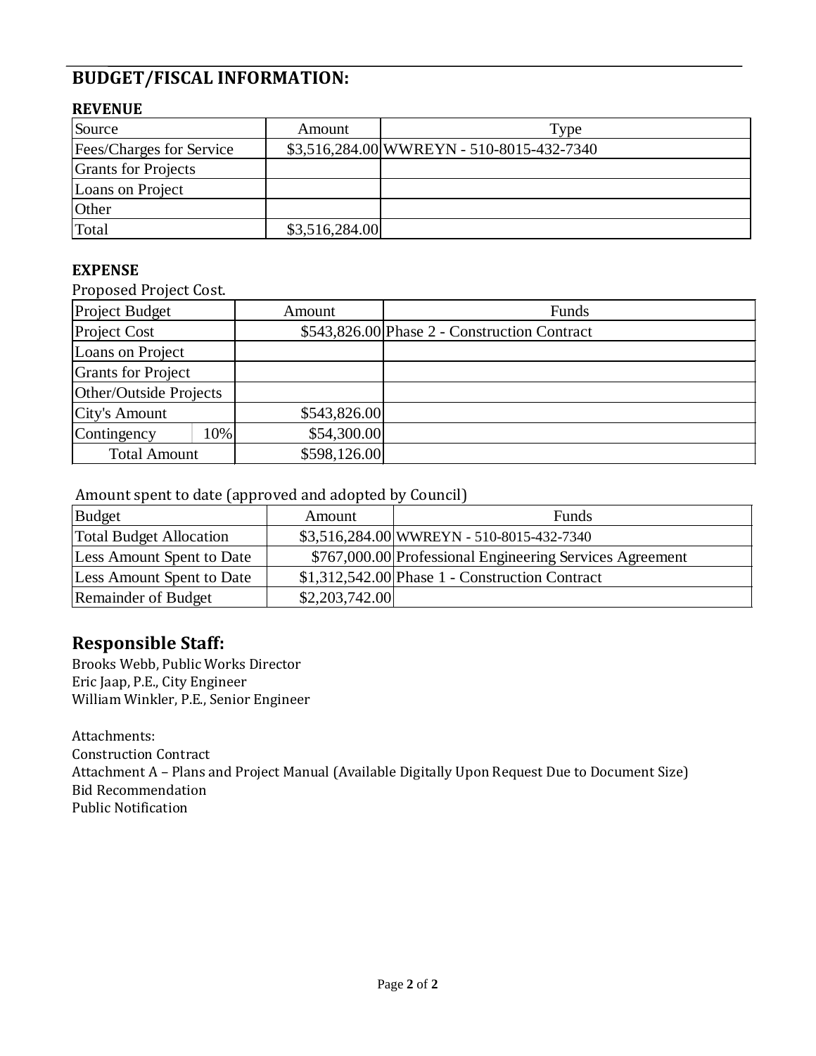## BUDGET/FISCAL INFORMATION:

### REVENUE

| Source | Amount | Type |
|---|---|---|
| Fees/Charges for Service | $3,516,284.00 | WWREYN - 510-8015-432-7340 |
| Grants for Projects | | |
| Loans on Project | | |
| Other | | |
| Total | $3,516,284.00 | |

### EXPENSE

Proposed Project Cost.

| Project Budget | | Amount | Funds |
|---|---|---|---|
| Project Cost | | $543,826.00 | Phase 2 - Construction Contract |
| Loans on Project | | | |
| Grants for Project | | | |
| Other/Outside Projects | | | |
| City's Amount | | $543,826.00 | |
| Contingency | 10% | $54,300.00 | |
| Total Amount | | $598,126.00 | |

Amount spent to date (approved and adopted by Council)

| Budget | Amount | Funds |
|---|---|---|
| Total Budget Allocation | $3,516,284.00 | WWREYN - 510-8015-432-7340 |
| Less Amount Spent to Date | $767,000.00 | Professional Engineering Services Agreement |
| Less Amount Spent to Date | $1,312,542.00 | Phase 1 - Construction Contract |
| Remainder of Budget | $2,203,742.00 | |

## Responsible Staff:

Brooks Webb, Public Works Director
Eric Jaap, P.E., City Engineer
William Winkler, P.E., Senior Engineer

Attachments:
Construction Contract
Attachment A – Plans and Project Manual (Available Digitally Upon Request Due to Document Size)
Bid Recommendation
Public Notification